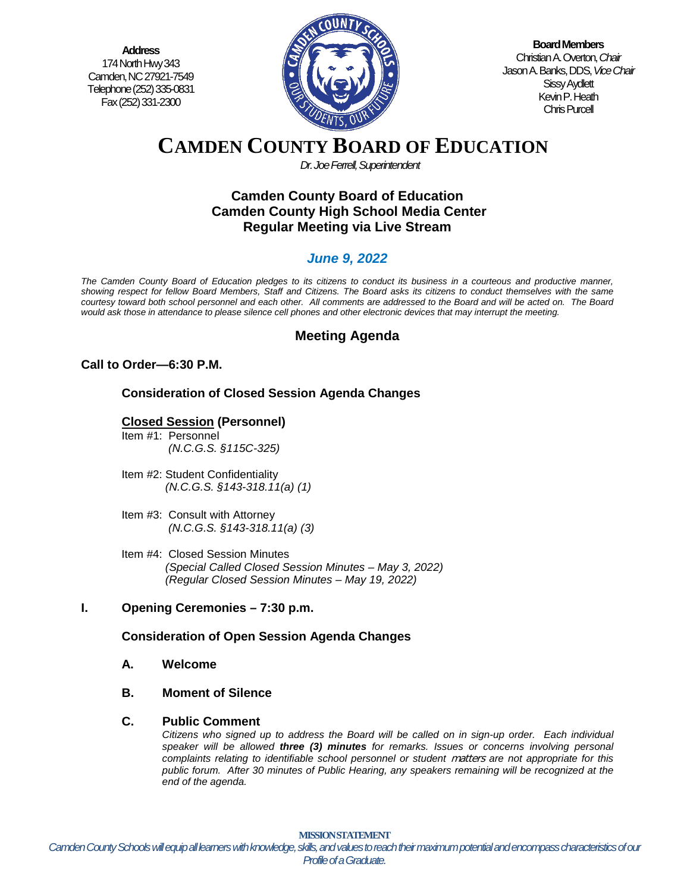**Address**
174 North Hwy 343
Camden, NC 27921-7549
Telephone (252) 335-0831
Fax (252) 331-2300

**Board Members**
Christian A. Overton, *Chair*
Jason A. Banks, DDS, *Vice Chair*
Sissy Aydlett
Kevin P. Heath
Chris Purcell

# CAMDEN COUNTY BOARD OF EDUCATION

*Dr. Joe Ferrell, Superintendent*

## Camden County Board of Education
## Camden County High School Media Center
## Regular Meeting via Live Stream

### *June 9, 2022*

*The Camden County Board of Education pledges to its citizens to conduct its business in a courteous and productive manner, showing respect for fellow Board Members, Staff and Citizens. The Board asks its citizens to conduct themselves with the same courtesy toward both school personnel and each other. All comments are addressed to the Board and will be acted on. The Board would ask those in attendance to please silence cell phones and other electronic devices that may interrupt the meeting.*

## Meeting Agenda

**Call to Order—6:30 P.M.**

**Consideration of Closed Session Agenda Changes**

**Closed Session (Personnel)**

Item #1: Personnel
*(N.C.G.S. §115C-325)*

Item #2: Student Confidentiality
*(N.C.G.S. §143-318.11(a) (1)*

Item #3: Consult with Attorney
*(N.C.G.S. §143-318.11(a) (3)*

Item #4: Closed Session Minutes
*(Special Called Closed Session Minutes – May 3, 2022)*
*(Regular Closed Session Minutes – May 19, 2022)*

**I. Opening Ceremonies – 7:30 p.m.**

**Consideration of Open Session Agenda Changes**

**A. Welcome**

**B. Moment of Silence**

**C. Public Comment**

*Citizens who signed up to address the Board will be called on in sign-up order. Each individual speaker will be allowed* ***three (3) minutes*** *for remarks. Issues or concerns involving personal complaints relating to identifiable school personnel or student matters are not appropriate for this public forum. After 30 minutes of Public Hearing, any speakers remaining will be recognized at the end of the agenda.*

**MISSION STATEMENT**

*Camden County Schools will equip all learners with knowledge, skills, and values to reach their maximum potential and encompass characteristics of our Profile of a Graduate.*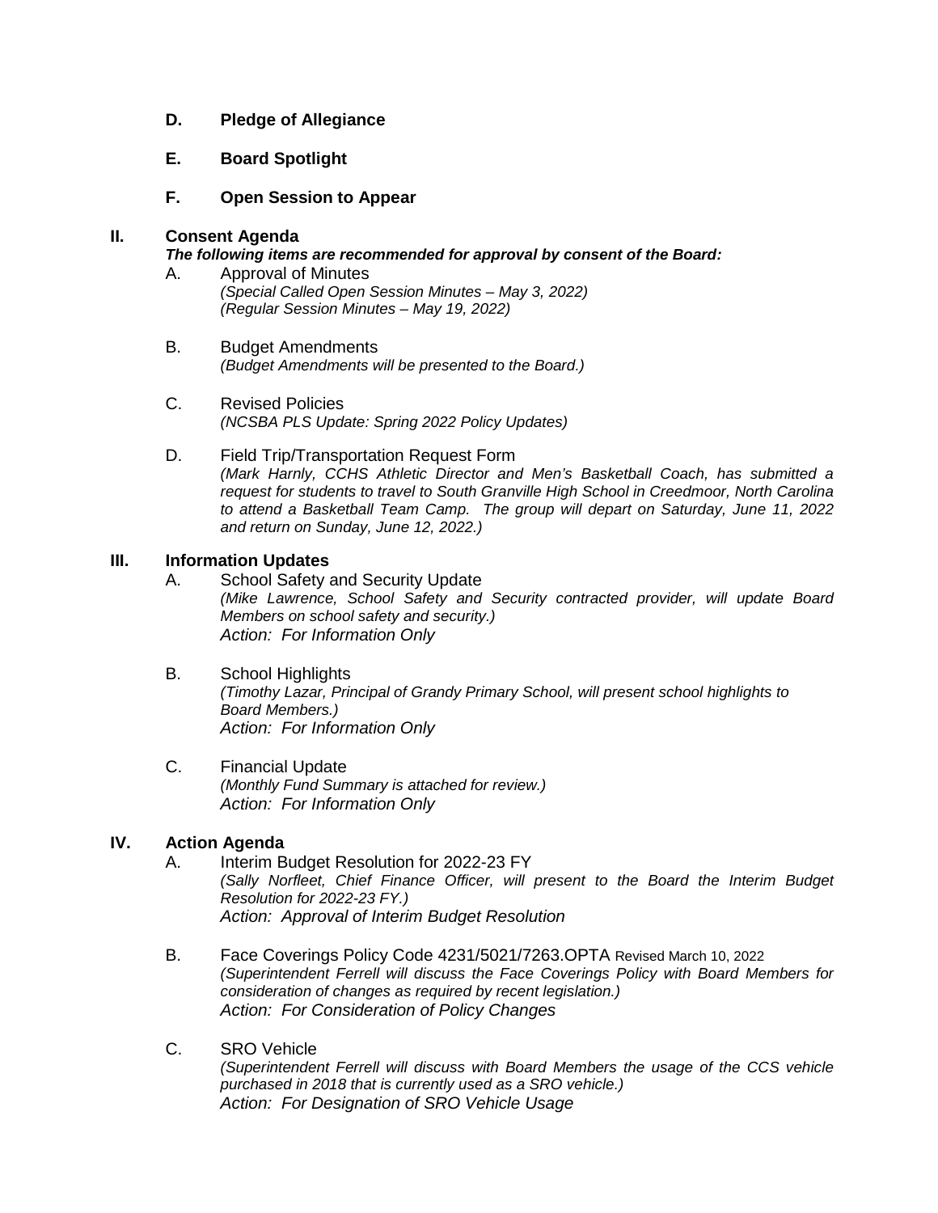**D. Pledge of Allegiance**

**E. Board Spotlight**

**F. Open Session to Appear**

**II. Consent Agenda**

***The following items are recommended for approval by consent of the Board:***

A. Approval of Minutes
*(Special Called Open Session Minutes – May 3, 2022)*
*(Regular Session Minutes – May 19, 2022)*

B. Budget Amendments
*(Budget Amendments will be presented to the Board.)*

C. Revised Policies
*(NCSBA PLS Update: Spring 2022 Policy Updates)*

D. Field Trip/Transportation Request Form
*(Mark Harnly, CCHS Athletic Director and Men's Basketball Coach, has submitted a request for students to travel to South Granville High School in Creedmoor, North Carolina to attend a Basketball Team Camp. The group will depart on Saturday, June 11, 2022 and return on Sunday, June 12, 2022.)*

**III. Information Updates**

A. School Safety and Security Update
*(Mike Lawrence, School Safety and Security contracted provider, will update Board Members on school safety and security.)*
*Action: For Information Only*

B. School Highlights
*(Timothy Lazar, Principal of Grandy Primary School, will present school highlights to Board Members.)*
*Action: For Information Only*

C. Financial Update
*(Monthly Fund Summary is attached for review.)*
*Action: For Information Only*

**IV. Action Agenda**

A. Interim Budget Resolution for 2022-23 FY
*(Sally Norfleet, Chief Finance Officer, will present to the Board the Interim Budget Resolution for 2022-23 FY.)*
*Action: Approval of Interim Budget Resolution*

B. Face Coverings Policy Code 4231/5021/7263.OPTA Revised March 10, 2022
*(Superintendent Ferrell will discuss the Face Coverings Policy with Board Members for consideration of changes as required by recent legislation.)*
*Action: For Consideration of Policy Changes*

C. SRO Vehicle
*(Superintendent Ferrell will discuss with Board Members the usage of the CCS vehicle purchased in 2018 that is currently used as a SRO vehicle.)*
*Action: For Designation of SRO Vehicle Usage*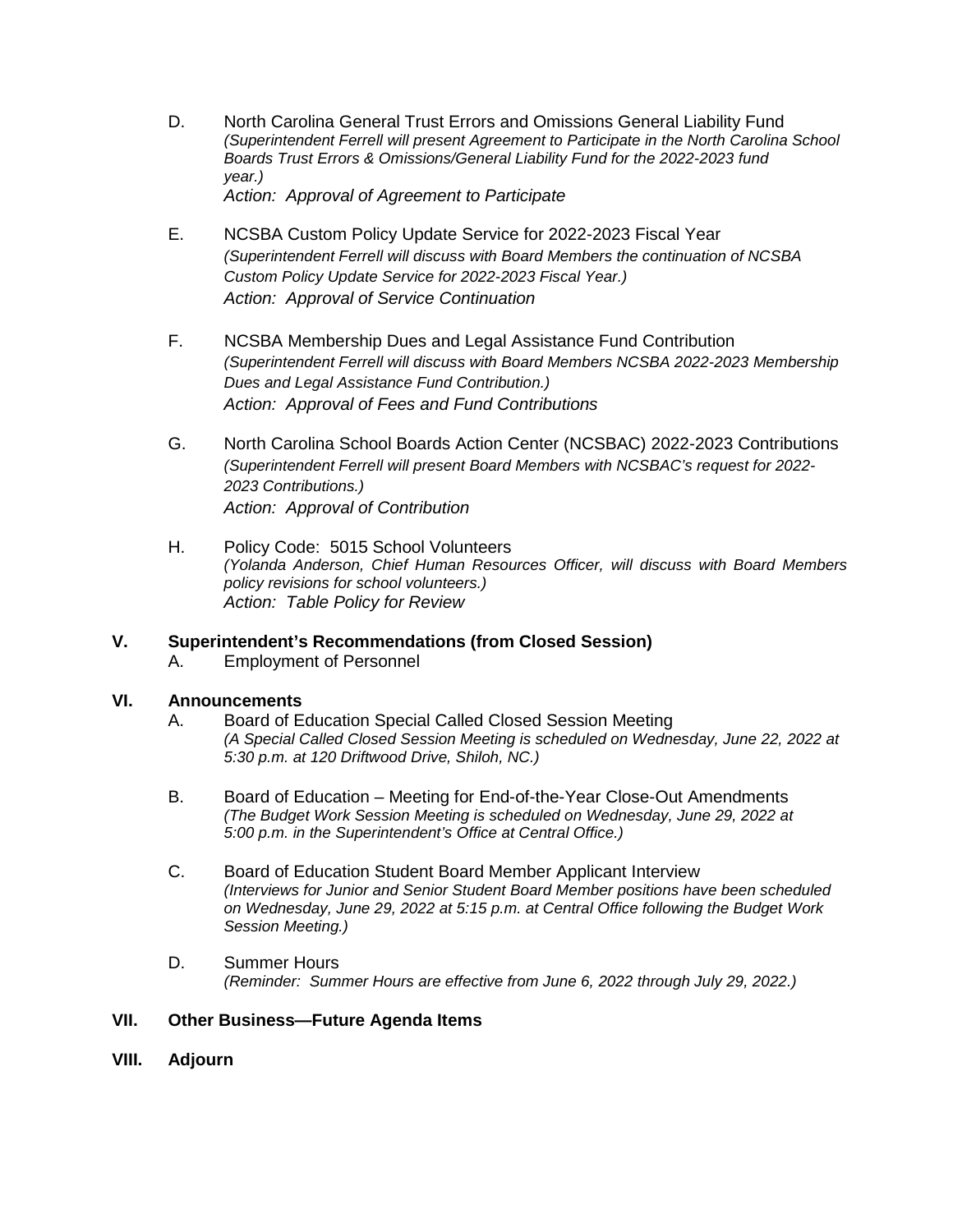D. North Carolina General Trust Errors and Omissions General Liability Fund
*(Superintendent Ferrell will present Agreement to Participate in the North Carolina School Boards Trust Errors & Omissions/General Liability Fund for the 2022-2023 fund year.)*
*Action: Approval of Agreement to Participate*

E. NCSBA Custom Policy Update Service for 2022-2023 Fiscal Year
*(Superintendent Ferrell will discuss with Board Members the continuation of NCSBA Custom Policy Update Service for 2022-2023 Fiscal Year.)*
*Action: Approval of Service Continuation*

F. NCSBA Membership Dues and Legal Assistance Fund Contribution
*(Superintendent Ferrell will discuss with Board Members NCSBA 2022-2023 Membership Dues and Legal Assistance Fund Contribution.)*
*Action: Approval of Fees and Fund Contributions*

G. North Carolina School Boards Action Center (NCSBAC) 2022-2023 Contributions
*(Superintendent Ferrell will present Board Members with NCSBAC's request for 2022-2023 Contributions.)*
*Action: Approval of Contribution*

H. Policy Code: 5015 School Volunteers
*(Yolanda Anderson, Chief Human Resources Officer, will discuss with Board Members policy revisions for school volunteers.)*
*Action: Table Policy for Review*

## V. Superintendent's Recommendations (from Closed Session)

A. Employment of Personnel

## VI. Announcements

A. Board of Education Special Called Closed Session Meeting
*(A Special Called Closed Session Meeting is scheduled on Wednesday, June 22, 2022 at 5:30 p.m. at 120 Driftwood Drive, Shiloh, NC.)*

B. Board of Education – Meeting for End-of-the-Year Close-Out Amendments
*(The Budget Work Session Meeting is scheduled on Wednesday, June 29, 2022 at 5:00 p.m. in the Superintendent's Office at Central Office.)*

C. Board of Education Student Board Member Applicant Interview
*(Interviews for Junior and Senior Student Board Member positions have been scheduled on Wednesday, June 29, 2022 at 5:15 p.m. at Central Office following the Budget Work Session Meeting.)*

D. Summer Hours
*(Reminder: Summer Hours are effective from June 6, 2022 through July 29, 2022.)*

## VII. Other Business—Future Agenda Items

## VIII. Adjourn